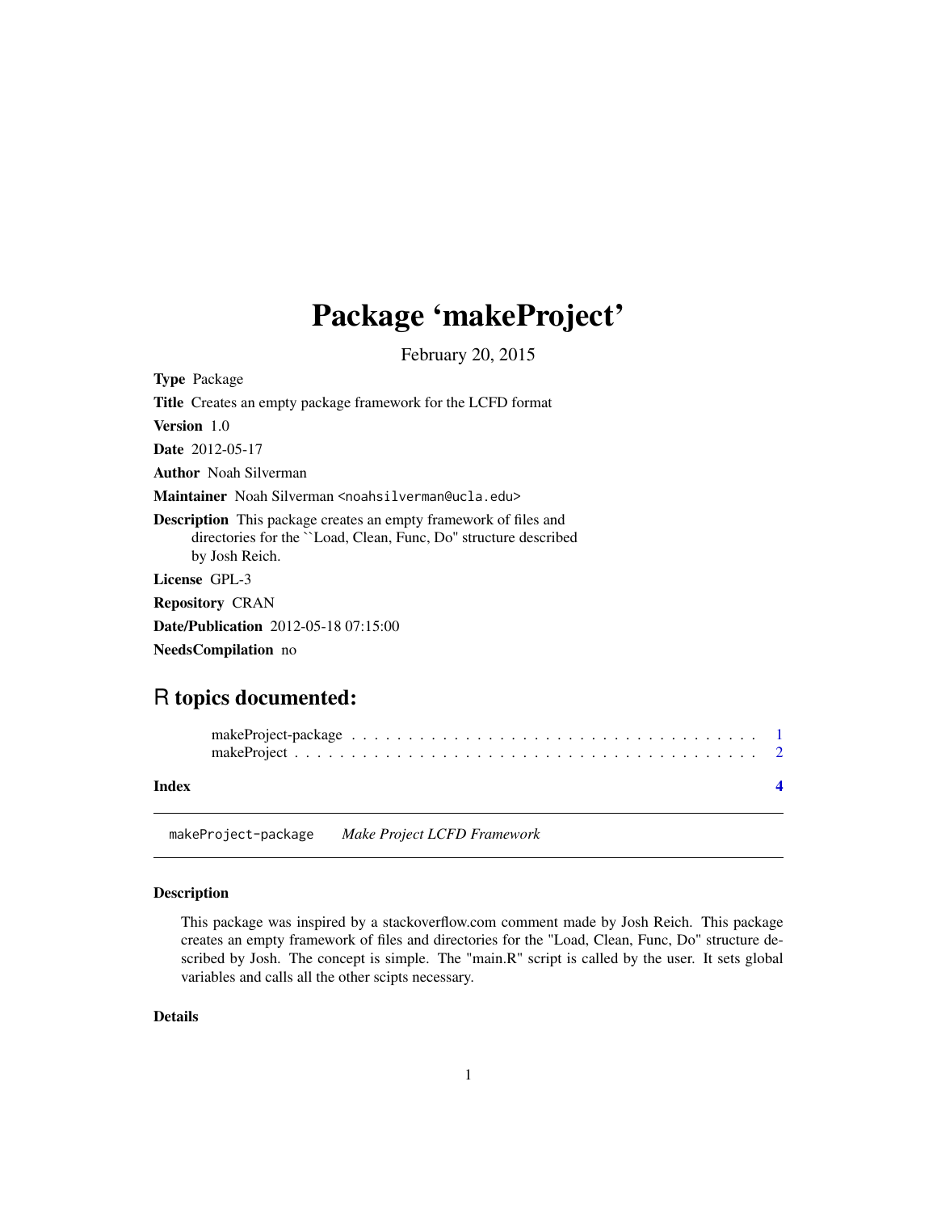# Package 'makeProject'

February 20, 2015

**Type** Package

**Title** Creates an empty package framework for the LCFD format

**Version** 1.0

**Date** 2012-05-17

**Author** Noah Silverman

**Maintainer** Noah Silverman <noahsilverman@ucla.edu>

**Description** This package creates an empty framework of files and directories for the ``Load, Clean, Func, Do'' structure described by Josh Reich.

**License** GPL-3

**Repository** CRAN

**Date/Publication** 2012-05-18 07:15:00

**NeedsCompilation** no

## R topics documented:

makeProject-package . . . . . . . . . . . . . . . . . . . . . . . . . . . . . . . . . . . . . 1
makeProject . . . . . . . . . . . . . . . . . . . . . . . . . . . . . . . . . . . . . . . . . . 2

**Index** **4**

---

`makeProject-package` *Make Project LCFD Framework*

---

### Description

This package was inspired by a stackoverflow.com comment made by Josh Reich. This package creates an empty framework of files and directories for the "Load, Clean, Func, Do" structure described by Josh. The concept is simple. The "main.R" script is called by the user. It sets global variables and calls all the other scipts necessary.

### Details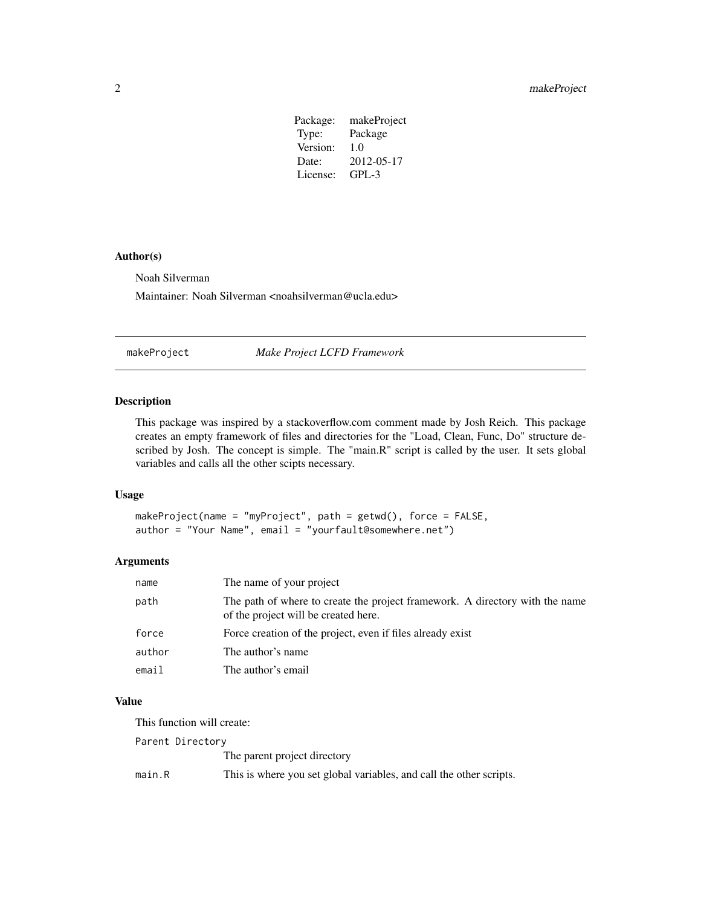| Package: | makeProject |
| --- | --- |
| Type: | Package |
| Version: | 1.0 |
| Date: | 2012-05-17 |
| License: | GPL-3 |

### Author(s)

Noah Silverman

Maintainer: Noah Silverman <noahsilverman@ucla.edu>

---

## makeProject — *Make Project LCFD Framework*

---

### Description

This package was inspired by a stackoverflow.com comment made by Josh Reich. This package creates an empty framework of files and directories for the "Load, Clean, Func, Do" structure described by Josh. The concept is simple. The "main.R" script is called by the user. It sets global variables and calls all the other scipts necessary.

### Usage

```
makeProject(name = "myProject", path = getwd(), force = FALSE,
author = "Your Name", email = "yourfault@somewhere.net")
```

### Arguments

| | |
| --- | --- |
| `name` | The name of your project |
| `path` | The path of where to create the project framework. A directory with the name of the project will be created here. |
| `force` | Force creation of the project, even if files already exist |
| `author` | The author's name |
| `email` | The author's email |

### Value

This function will create:

| | |
| --- | --- |
| `Parent Directory` | The parent project directory |
| `main.R` | This is where you set global variables, and call the other scripts. |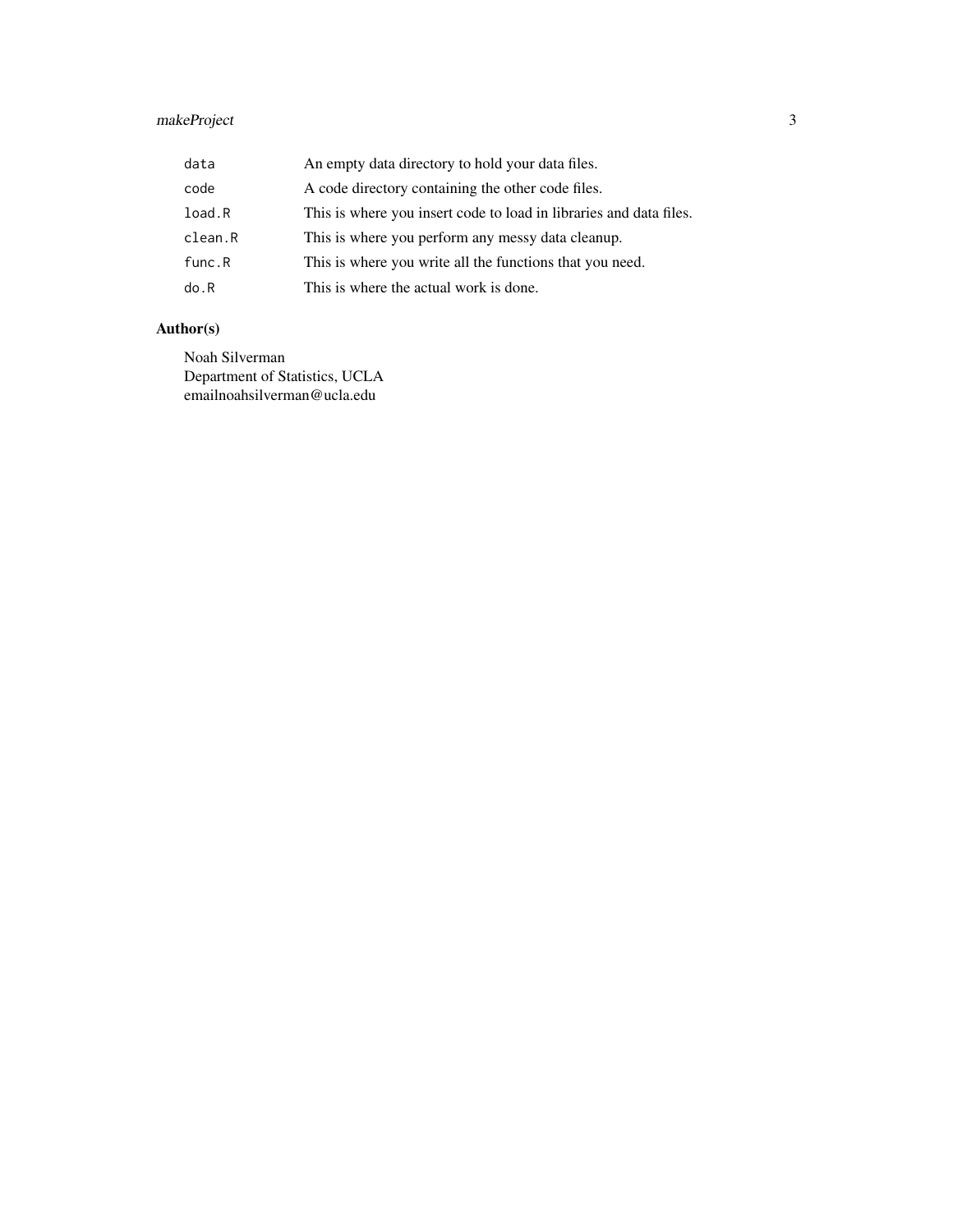| | |
|---|---|
| `data` | An empty data directory to hold your data files. |
| `code` | A code directory containing the other code files. |
| `load.R` | This is where you insert code to load in libraries and data files. |
| `clean.R` | This is where you perform any messy data cleanup. |
| `func.R` | This is where you write all the functions that you need. |
| `do.R` | This is where the actual work is done. |

## Author(s)

Noah Silverman
Department of Statistics, UCLA
emailnoahsilverman@ucla.edu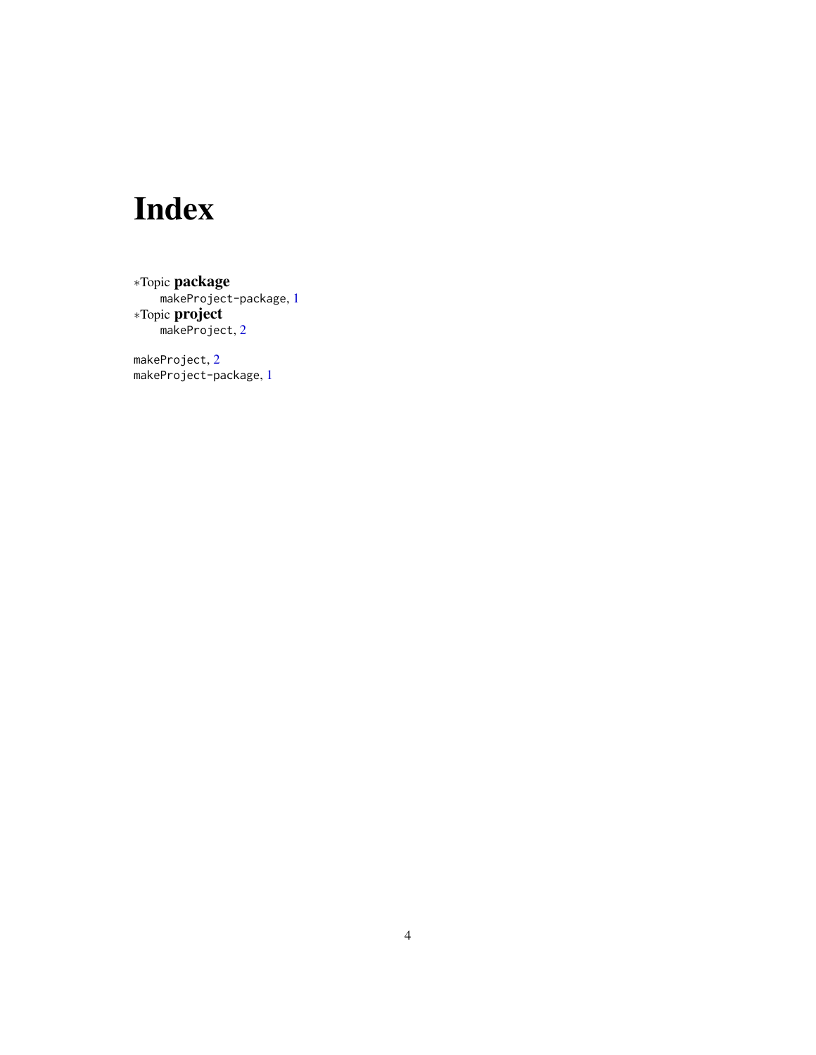# Index

*Topic **package**
    `makeProject-package`, 1
*Topic **project**
    `makeProject`, 2

`makeProject`, 2
`makeProject-package`, 1